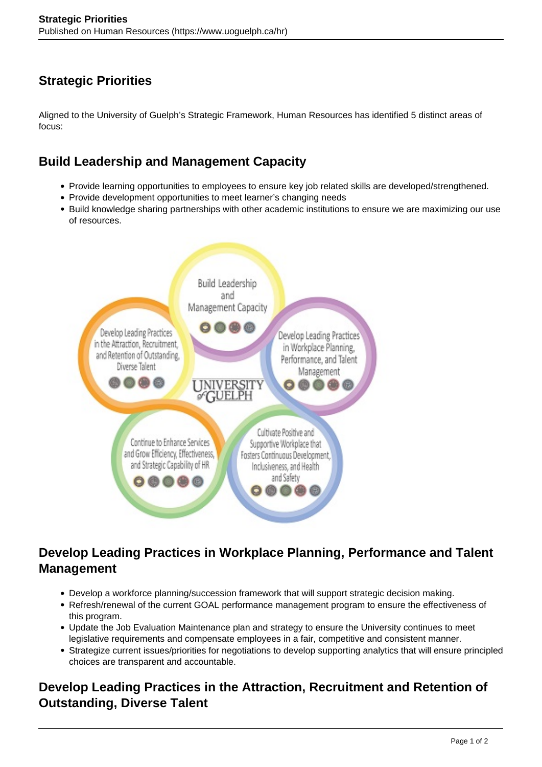# Strategic Priorities

Aligned to the University of Guelph's Strategic Framework, Human Resources has identified 5 distinct areas of focus:

## Build Leadership and Management Capacity

- Provide learning opportunities to employees to ensure key job related skills are developed/strengthened.
- Provide development opportunities to meet learner's changing needs
- Build knowledge sharing partnerships with other academic institutions to ensure we are maximizing our use of resources.

## Develop Leading Practices in Workplace Planning, Performance and Talent Management

- Develop a workforce planning/succession framework that will support strategic decision making.
- Refresh/renewal of the current GOAL performance management program to ensure the effectiveness of this program.
- Update the Job Evaluation Maintenance plan and strategy to ensure the University continues to meet legislative requirements and compensate employees in a fair, competitive and consistent manner.
- Strategize current issues/priorities for negotiations to develop supporting analytics that will ensure principled choices are transparent and accountable.

## Develop Leading Practices in the Attraction, Recruitment and Retention of Outstanding, Diverse Talent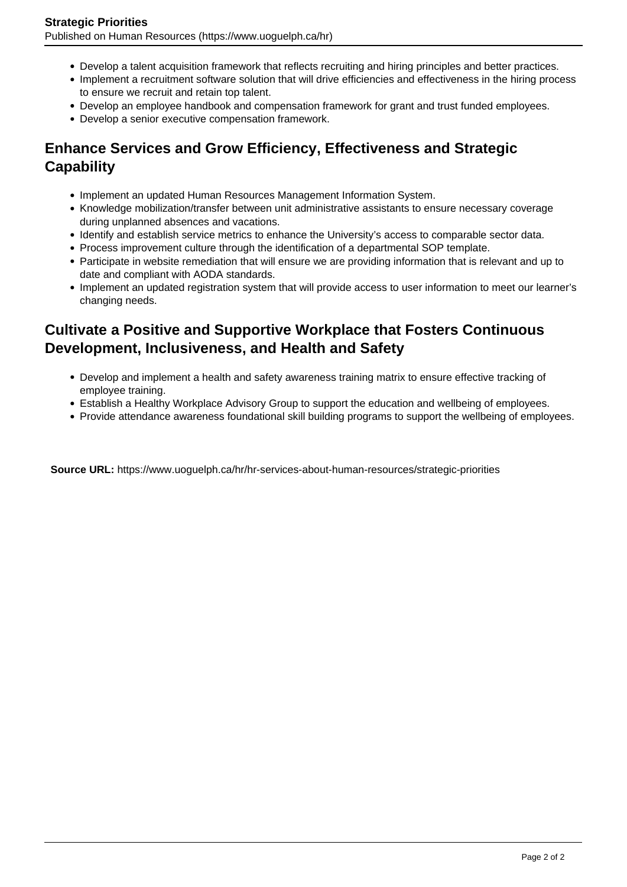- Develop a talent acquisition framework that reflects recruiting and hiring principles and better practices.
- Implement a recruitment software solution that will drive efficiencies and effectiveness in the hiring process to ensure we recruit and retain top talent.
- Develop an employee handbook and compensation framework for grant and trust funded employees.
- Develop a senior executive compensation framework.

## Enhance Services and Grow Efficiency, Effectiveness and Strategic Capability

- Implement an updated Human Resources Management Information System.
- Knowledge mobilization/transfer between unit administrative assistants to ensure necessary coverage during unplanned absences and vacations.
- Identify and establish service metrics to enhance the University's access to comparable sector data.
- Process improvement culture through the identification of a departmental SOP template.
- Participate in website remediation that will ensure we are providing information that is relevant and up to date and compliant with AODA standards.
- Implement an updated registration system that will provide access to user information to meet our learner's changing needs.

## Cultivate a Positive and Supportive Workplace that Fosters Continuous Development, Inclusiveness, and Health and Safety

- Develop and implement a health and safety awareness training matrix to ensure effective tracking of employee training.
- Establish a Healthy Workplace Advisory Group to support the education and wellbeing of employees.
- Provide attendance awareness foundational skill building programs to support the wellbeing of employees.

**Source URL:** https://www.uoguelph.ca/hr/hr-services-about-human-resources/strategic-priorities